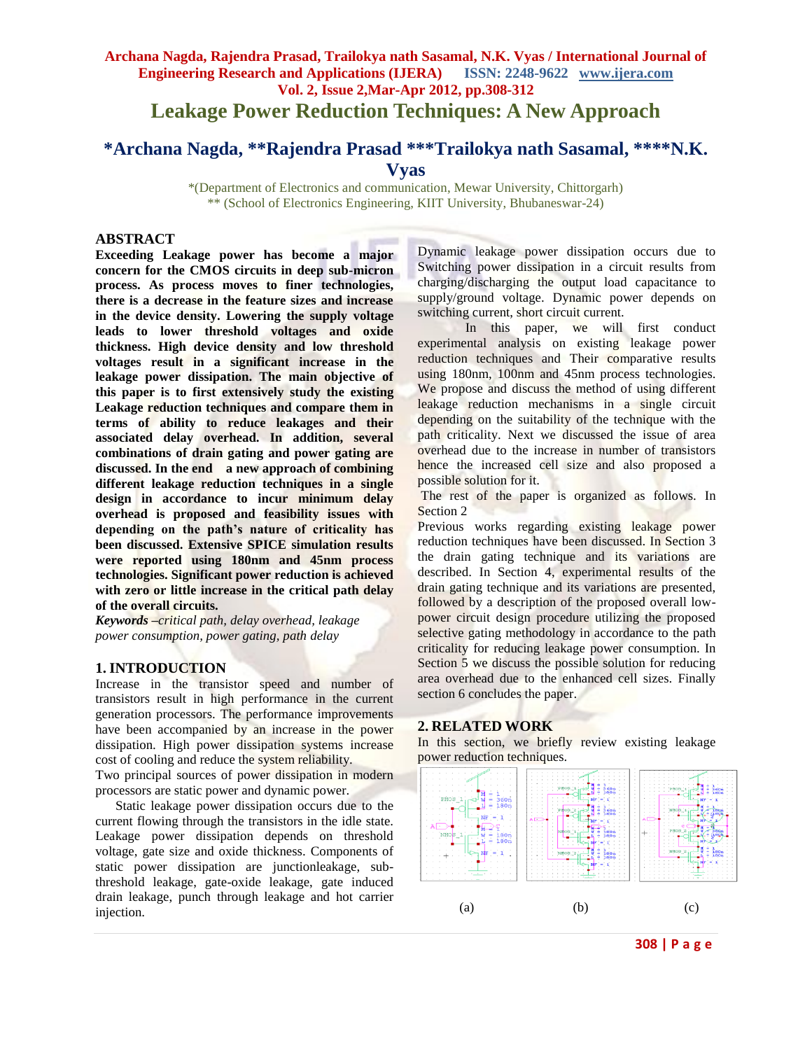# Leakage Power Reduction Techniques: A New Approach

## *Archana Nagda, **Rajendra Prasad ***Trailokya nath Sasamal, ****N.K. Vyas

*(Department of Electronics and communication, Mewar University, Chittorgarh)
** (School of Electronics Engineering, KIIT University, Bhubaneswar-24)

## ABSTRACT

**Exceeding Leakage power has become a major concern for the CMOS circuits in deep sub-micron process. As process moves to finer technologies, there is a decrease in the feature sizes and increase in the device density. Lowering the supply voltage leads to lower threshold voltages and oxide thickness. High device density and low threshold voltages result in a significant increase in the leakage power dissipation. The main objective of this paper is to first extensively study the existing Leakage reduction techniques and compare them in terms of ability to reduce leakages and their associated delay overhead. In addition, several combinations of drain gating and power gating are discussed. In the end a new approach of combining different leakage reduction techniques in a single design in accordance to incur minimum delay overhead is proposed and feasibility issues with depending on the path's nature of criticality has been discussed. Extensive SPICE simulation results were reported using 180nm and 45nm process technologies. Significant power reduction is achieved with zero or little increase in the critical path delay of the overall circuits.**

***Keywords*** *–critical path, delay overhead, leakage power consumption, power gating, path delay*

## 1. INTRODUCTION

Increase in the transistor speed and number of transistors result in high performance in the current generation processors. The performance improvements have been accompanied by an increase in the power dissipation. High power dissipation systems increase cost of cooling and reduce the system reliability.

Two principal sources of power dissipation in modern processors are static power and dynamic power.

Static leakage power dissipation occurs due to the current flowing through the transistors in the idle state. Leakage power dissipation depends on threshold voltage, gate size and oxide thickness. Components of static power dissipation are junctionleakage, sub-threshold leakage, gate-oxide leakage, gate induced drain leakage, punch through leakage and hot carrier injection.

Dynamic leakage power dissipation occurs due to Switching power dissipation in a circuit results from charging/discharging the output load capacitance to supply/ground voltage. Dynamic power depends on switching current, short circuit current.

In this paper, we will first conduct experimental analysis on existing leakage power reduction techniques and Their comparative results using 180nm, 100nm and 45nm process technologies. We propose and discuss the method of using different leakage reduction mechanisms in a single circuit depending on the suitability of the technique with the path criticality. Next we discussed the issue of area overhead due to the increase in number of transistors hence the increased cell size and also proposed a possible solution for it.

The rest of the paper is organized as follows. In Section 2

Previous works regarding existing leakage power reduction techniques have been discussed. In Section 3 the drain gating technique and its variations are described. In Section 4, experimental results of the drain gating technique and its variations are presented, followed by a description of the proposed overall low-power circuit design procedure utilizing the proposed selective gating methodology in accordance to the path criticality for reducing leakage power consumption. In Section 5 we discuss the possible solution for reducing area overhead due to the enhanced cell sizes. Finally section 6 concludes the paper.

## 2. RELATED WORK

In this section, we briefly review existing leakage power reduction techniques.

(a) (b) (c)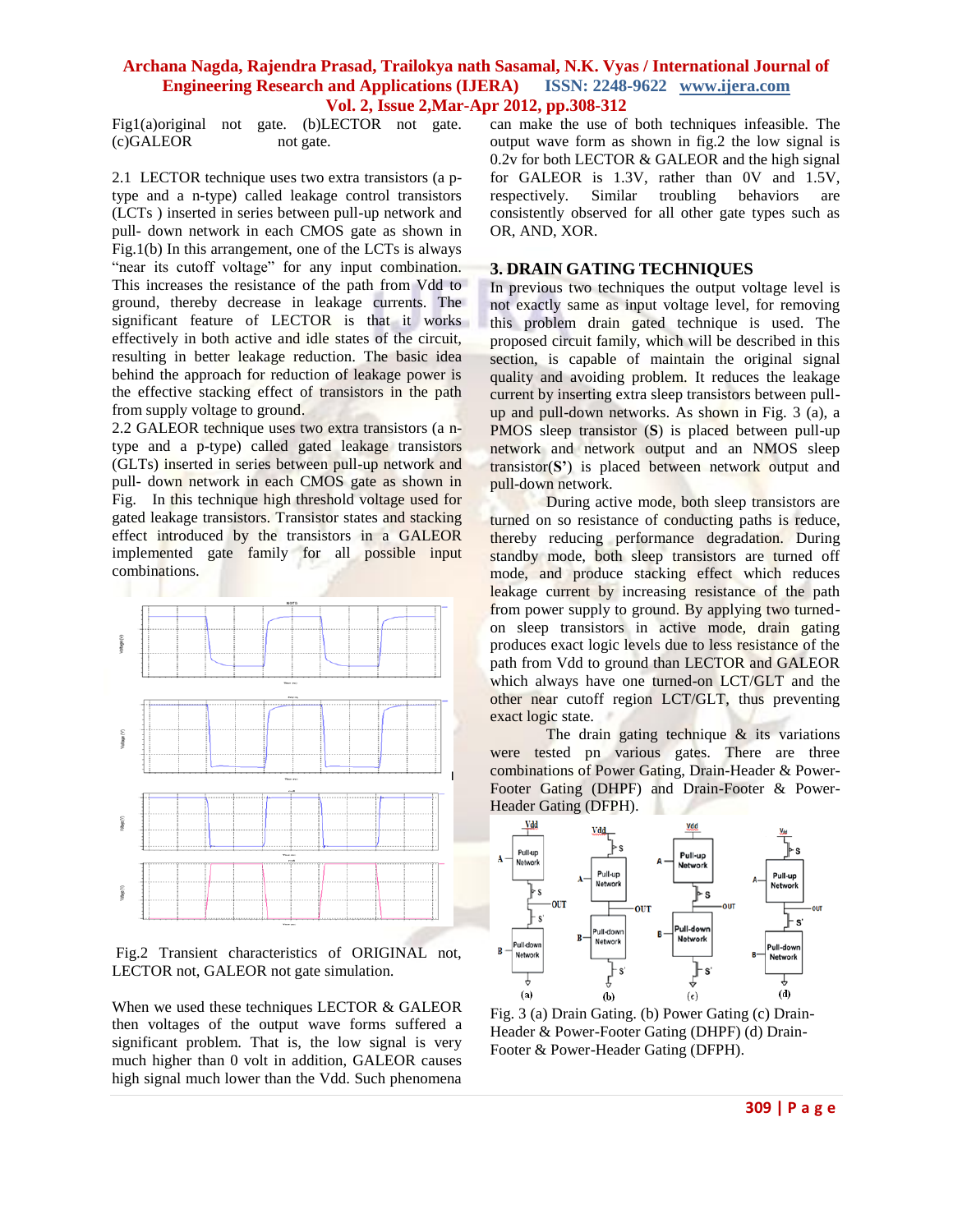Fig1(a)original not gate. (b)LECTOR not gate. (c)GALEOR not gate.

2.1 LECTOR technique uses two extra transistors (a p-type and a n-type) called leakage control transistors (LCTs ) inserted in series between pull-up network and pull- down network in each CMOS gate as shown in Fig.1(b) In this arrangement, one of the LCTs is always "near its cutoff voltage" for any input combination. This increases the resistance of the path from Vdd to ground, thereby decrease in leakage currents. The significant feature of LECTOR is that it works effectively in both active and idle states of the circuit, resulting in better leakage reduction. The basic idea behind the approach for reduction of leakage power is the effective stacking effect of transistors in the path from supply voltage to ground.

2.2 GALEOR technique uses two extra transistors (a n-type and a p-type) called gated leakage transistors (GLTs) inserted in series between pull-up network and pull- down network in each CMOS gate as shown in Fig. In this technique high threshold voltage used for gated leakage transistors. Transistor states and stacking effect introduced by the transistors in a GALEOR implemented gate family for all possible input combinations.

Fig.2 Transient characteristics of ORIGINAL not, LECTOR not, GALEOR not gate simulation.

When we used these techniques LECTOR & GALEOR then voltages of the output wave forms suffered a significant problem. That is, the low signal is very much higher than 0 volt in addition, GALEOR causes high signal much lower than the Vdd. Such phenomena can make the use of both techniques infeasible. The output wave form as shown in fig.2 the low signal is 0.2v for both LECTOR & GALEOR and the high signal for GALEOR is 1.3V, rather than 0V and 1.5V, respectively. Similar troubling behaviors are consistently observed for all other gate types such as OR, AND, XOR.

## 3. DRAIN GATING TECHNIQUES

In previous two techniques the output voltage level is not exactly same as input voltage level, for removing this problem drain gated technique is used. The proposed circuit family, which will be described in this section, is capable of maintain the original signal quality and avoiding problem. It reduces the leakage current by inserting extra sleep transistors between pull-up and pull-down networks. As shown in Fig. 3 (a), a PMOS sleep transistor (**S**) is placed between pull-up network and network output and an NMOS sleep transistor(**S'**) is placed between network output and pull-down network.

During active mode, both sleep transistors are turned on so resistance of conducting paths is reduce, thereby reducing performance degradation. During standby mode, both sleep transistors are turned off mode, and produce stacking effect which reduces leakage current by increasing resistance of the path from power supply to ground. By applying two turned-on sleep transistors in active mode, drain gating produces exact logic levels due to less resistance of the path from Vdd to ground than LECTOR and GALEOR which always have one turned-on LCT/GLT and the other near cutoff region LCT/GLT, thus preventing exact logic state.

The drain gating technique & its variations were tested pn various gates. There are three combinations of Power Gating, Drain-Header & Power-Footer Gating (DHPF) and Drain-Footer & Power-Header Gating (DFPH).

Fig. 3 (a) Drain Gating. (b) Power Gating (c) Drain-Header & Power-Footer Gating (DHPF) (d) Drain-Footer & Power-Header Gating (DFPH).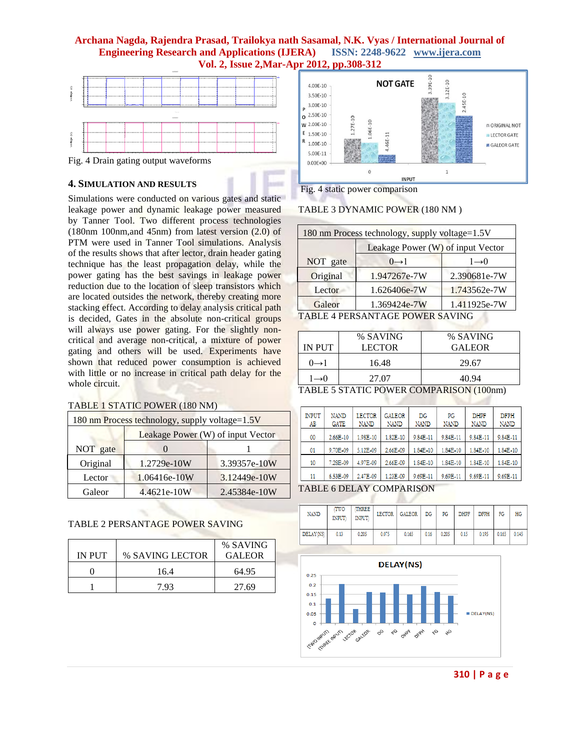Fig. 4 Drain gating output waveforms

## 4. SIMULATION AND RESULTS

Simulations were conducted on various gates and static leakage power and dynamic leakage power measured by Tanner Tool. Two different process technologies (180nm 100nm,and 45nm) from latest version (2.0) of PTM were used in Tanner Tool simulations. Analysis of the results shows that after lector, drain header gating technique has the least propagation delay, while the power gating has the best savings in leakage power reduction due to the location of sleep transistors which are located outsides the network, thereby creating more stacking effect. According to delay analysis critical path is decided, Gates in the absolute non-critical groups will always use power gating. For the slightly non-critical and average non-critical, a mixture of power gating and others will be used. Experiments have shown that reduced power consumption is achieved with little or no increase in critical path delay for the whole circuit.

TABLE 1 STATIC POWER (180 NM)

| 180 nm Process technology, supply voltage=1.5V | | |
|---|---|---|
| NOT gate | Leakage Power (W) of input Vector | |
| | 0 | 1 |
| Original | 1.2729e-10W | 3.39357e-10W |
| Lector | 1.06416e-10W | 3.12449e-10W |
| Galeor | 4.4621e-10W | 2.45384e-10W |

TABLE 2 PERSANTAGE POWER SAVING

| IN PUT | % SAVING LECTOR | % SAVING GALEOR |
|---|---|---|
| 0 | 16.4 | 64.95 |
| 1 | 7.93 | 27.69 |

Fig. 4 static power comparison

TABLE 3 DYNAMIC POWER (180 NM )

| 180 nm Process technology, supply voltage=1.5V | | |
|---|---|---|
| NOT gate | Leakage Power (W) of input Vector | |
| | 0→1 | 1→0 |
| Original | 1.947267e-7W | 2.390681e-7W |
| Lector | 1.626406e-7W | 1.743562e-7W |
| Galeor | 1.369424e-7W | 1.411925e-7W |

TABLE 4 PERSANTAGE POWER SAVING

| IN PUT | % SAVING LECTOR | % SAVING GALEOR |
|---|---|---|
| 0→1 | 16.48 | 29.67 |
| 1→0 | 27.07 | 40.94 |

TABLE 5 STATIC POWER COMPARISON (100nm)

| INPUT AB | NAND GATE | LECTOR NAND | GALEOR NAND | DG NAND | PG NAND | DHPF NAND | DFPH NAND |
|---|---|---|---|---|---|---|---|
| 00 | 2.68E-10 | 1.98E-10 | 1.82E-10 | 9.84E-11 | 9.84E-11 | 9.84E-11 | 9.84E-11 |
| 01 | 9.70E-09 | 5.12E-09 | 2.66E-09 | 1.84E-10 | 1.84E-10 | 1.84E-10 | 1.84E-10 |
| 10 | 7.28E-09 | 4.97E-09 | 2.66E-09 | 1.84E-10 | 1.84E-10 | 1.84E-10 | 1.84E-10 |
| 11 | 6.53E-09 | 2.47E-09 | 1.23E-09 | 9.69E-11 | 9.69E-11 | 9.69E-11 | 9.69E-11 |

TABLE 6 DELAY COMPARISON

| NAND | (TWO INPUT) | (THREE INPUT) | LECTOR | GALEOR | DG | PG | DHPF | DFPH | FG | HG |
|---|---|---|---|---|---|---|---|---|---|---|
| DELAY(NS) | 0.13 | 0.205 | 0.073 | 0.165 | 0.16 | 0.205 | 0.15 | 0.195 | 0.165 | 0.145 |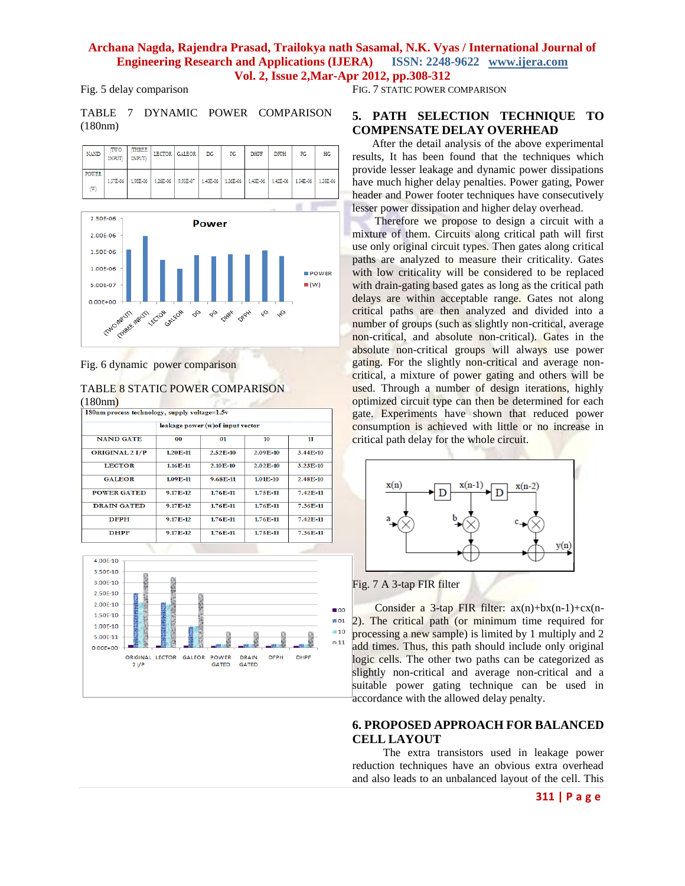Fig. 5 delay comparison

TABLE 7 DYNAMIC POWER COMPARISON (180nm)

| NAND | (TWO INPUT) | (THREE INPUT) | LECTOR | GALEOR | DG | PG | DHPF | DFPH | FG | HG |
|---|---|---|---|---|---|---|---|---|---|---|
| POWER (W) | 1.57E-06 | 1.98E-06 | 1.26E-06 | 9.95E-07 | 1.40E-06 | 1.36E-06 | 1.43E-06 | 1.42E-06 | 1.54E-06 | 1.38E-06 |

Fig. 6 dynamic power comparison

TABLE 8 STATIC POWER COMPARISON (180nm)

| 180nm process technology, supply voltage=1.5v | | | | |
|---|---|---|---|---|
| | leakage power (w)of input vector | | | |
| NAND GATE | 00 | 01 | 10 | 11 |
| ORIGINAL 2 I/P | 1.20E-11 | 2.52E-10 | 2.09E-10 | 3.44E-10 |
| LECTOR | 1.16E-11 | 2.10E-10 | 2.02E-10 | 3.23E-10 |
| GALEOR | 1.09E-11 | 9.68E-11 | 1.01E-10 | 2.48E-10 |
| POWER GATED | 9.17E-12 | 1.76E-11 | 1.75E-11 | 7.42E-11 |
| DRAIN GATED | 9.17E-12 | 1.76E-11 | 1.76E-11 | 7.36E-11 |
| DFPH | 9.17E-12 | 1.76E-11 | 1.76E-11 | 7.42E-11 |
| DHPF | 9.17E-12 | 1.76E-11 | 1.75E-11 | 7.36E-11 |

FIG. 7 STATIC POWER COMPARISON

## 5. PATH SELECTION TECHNIQUE TO COMPENSATE DELAY OVERHEAD

After the detail analysis of the above experimental results, It has been found that the techniques which provide lesser leakage and dynamic power dissipations have much higher delay penalties. Power gating, Power header and Power footer techniques have consecutively lesser power dissipation and higher delay overhead.

Therefore we propose to design a circuit with a mixture of them. Circuits along critical path will first use only original circuit types. Then gates along critical paths are analyzed to measure their criticality. Gates with low criticality will be considered to be replaced with drain-gating based gates as long as the critical path delays are within acceptable range. Gates not along critical paths are then analyzed and divided into a number of groups (such as slightly non-critical, average non-critical, and absolute non-critical). Gates in the absolute non-critical groups will always use power gating. For the slightly non-critical and average non-critical, a mixture of power gating and others will be used. Through a number of design iterations, highly optimized circuit type can then be determined for each gate. Experiments have shown that reduced power consumption is achieved with little or no increase in critical path delay for the whole circuit.

Fig. 7 A 3-tap FIR filter

Consider a 3-tap FIR filter: $ax(n)+bx(n-1)+cx(n-2)$. The critical path (or minimum time required for processing a new sample) is limited by 1 multiply and 2 add times. Thus, this path should include only original logic cells. The other two paths can be categorized as slightly non-critical and average non-critical and a suitable power gating technique can be used in accordance with the allowed delay penalty.

## 6. PROPOSED APPROACH FOR BALANCED CELL LAYOUT

The extra transistors used in leakage power reduction techniques have an obvious extra overhead and also leads to an unbalanced layout of the cell. This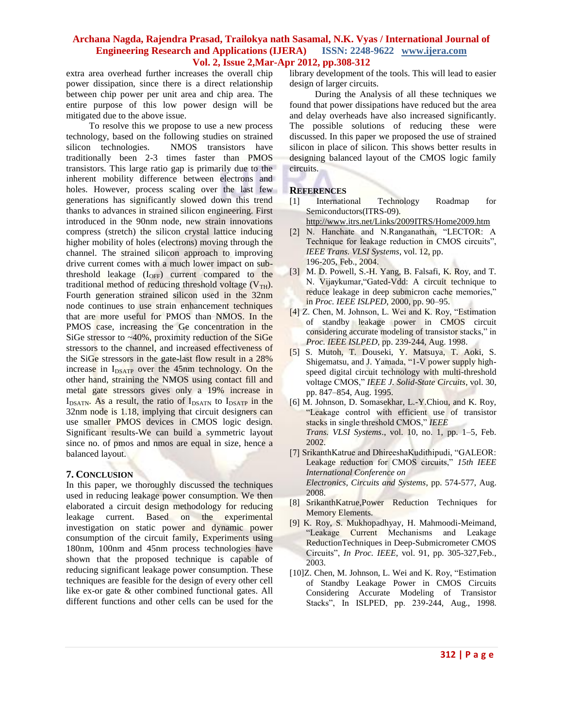extra area overhead further increases the overall chip power dissipation, since there is a direct relationship between chip power per unit area and chip area. The entire purpose of this low power design will be mitigated due to the above issue.

To resolve this we propose to use a new process technology, based on the following studies on strained silicon technologies. NMOS transistors have traditionally been 2-3 times faster than PMOS transistors. This large ratio gap is primarily due to the inherent mobility difference between electrons and holes. However, process scaling over the last few generations has significantly slowed down this trend thanks to advances in strained silicon engineering. First introduced in the 90nm node, new strain innovations compress (stretch) the silicon crystal lattice inducing higher mobility of holes (electrons) moving through the channel. The strained silicon approach to improving drive current comes with a much lower impact on sub-threshold leakage ($I_{OFF}$) current compared to the traditional method of reducing threshold voltage ($V_{TH}$). Fourth generation strained silicon used in the 32nm node continues to use strain enhancement techniques that are more useful for PMOS than NMOS. In the PMOS case, increasing the Ge concentration in the SiGe stressor to ~40%, proximity reduction of the SiGe stressors to the channel, and increased effectiveness of the SiGe stressors in the gate-last flow result in a 28% increase in $I_{DSATP}$ over the 45nm technology. On the other hand, straining the NMOS using contact fill and metal gate stressors gives only a 19% increase in $I_{DSATN}$. As a result, the ratio of $I_{DSATN}$ to $I_{DSATP}$ in the 32nm node is 1.18, implying that circuit designers can use smaller PMOS devices in CMOS logic design. Significant results-We can build a symmetric layout since no. of pmos and nmos are equal in size, hence a balanced layout.

## 7. Conclusion

In this paper, we thoroughly discussed the techniques used in reducing leakage power consumption. We then elaborated a circuit design methodology for reducing leakage current. Based on the experimental investigation on static power and dynamic power consumption of the circuit family, Experiments using 180nm, 100nm and 45nm process technologies have shown that the proposed technique is capable of reducing significant leakage power consumption. These techniques are feasible for the design of every other cell like ex-or gate & other combined functional gates. All different functions and other cells can be used for the library development of the tools. This will lead to easier design of larger circuits.

During the Analysis of all these techniques we found that power dissipations have reduced but the area and delay overheads have also increased significantly. The possible solutions of reducing these were discussed. In this paper we proposed the use of strained silicon in place of silicon. This shows better results in designing balanced layout of the CMOS logic family circuits.

## References

[1] International Technology Roadmap for Semiconductors(ITRS-09). http://www.itrs.net/Links/2009ITRS/Home2009.htm

[2] N. Hanchate and N.Ranganathan, "LECTOR: A Technique for leakage reduction in CMOS circuits", *IEEE Trans. VLSI Systems*, vol. 12, pp. 196-205, Feb., 2004.

[3] M. D. Powell, S.-H. Yang, B. Falsafi, K. Roy, and T. N. Vijaykumar,"Gated-Vdd: A circuit technique to reduce leakage in deep submicron cache memories," in *Proc. IEEE ISLPED*, 2000, pp. 90–95.

[4] Z. Chen, M. Johnson, L. Wei and K. Roy, "Estimation of standby leakage power in CMOS circuit considering accurate modeling of transistor stacks," in *Proc. IEEE ISLPED*, pp. 239-244, Aug. 1998.

[5] S. Mutoh, T. Douseki, Y. Matsuya, T. Aoki, S. Shigematsu, and J. Yamada, "1-V power supply high-speed digital circuit technology with multi-threshold voltage CMOS," *IEEE J. Solid-State Circuits*, vol. 30, pp. 847–854, Aug. 1995.

[6] M. Johnson, D. Somasekhar, L.-Y.Chiou, and K. Roy, "Leakage control with efficient use of transistor stacks in single threshold CMOS," *IEEE Trans. VLSI Systems*., vol. 10, no. 1, pp. 1–5, Feb. 2002.

[7] SrikanthKatrue and DhireeshaKudithipudi, "GALEOR: Leakage reduction for CMOS circuits," *15th IEEE International Conference on Electronics, Circuits and Systems*, pp. 574-577, Aug. 2008.

[8] SrikanthKatrue,Power Reduction Techniques for Memory Elements.

[9] K. Roy, S. Mukhopadhyay, H. Mahmoodi-Meimand, "Leakage Current Mechanisms and Leakage ReductionTechniques in Deep-Submicrometer CMOS Circuits", *In Proc. IEEE*, vol. 91, pp. 305-327,Feb., 2003.

[10]Z. Chen, M. Johnson, L. Wei and K. Roy, "Estimation of Standby Leakage Power in CMOS Circuits Considering Accurate Modeling of Transistor Stacks", In ISLPED, pp. 239-244, Aug., 1998.